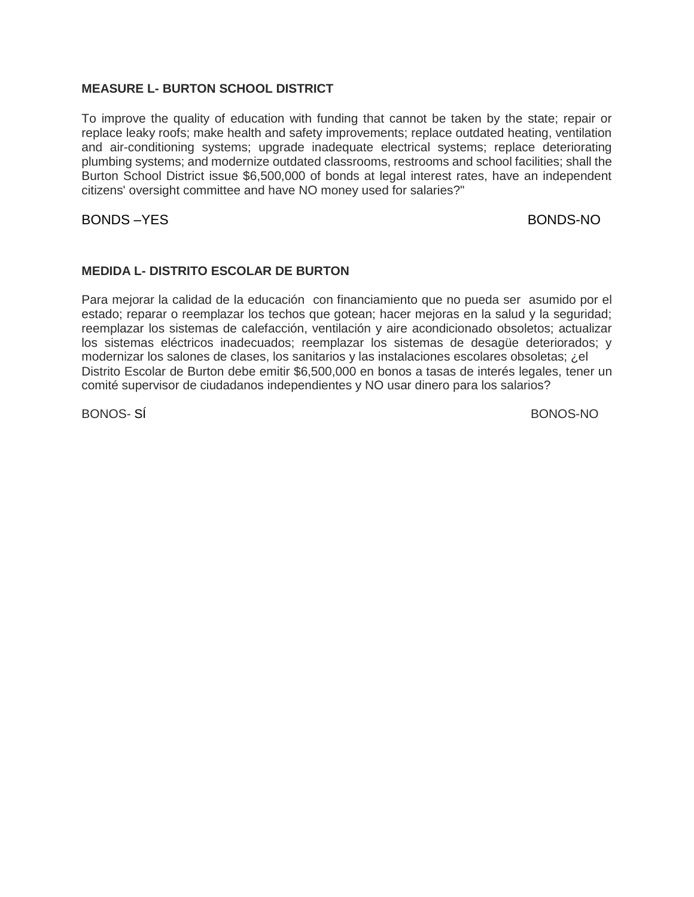**MEASURE L- BURTON SCHOOL DISTRICT**

To improve the quality of education with funding that cannot be taken by the state; repair or replace leaky roofs; make health and safety improvements; replace outdated heating, ventilation and air-conditioning systems; upgrade inadequate electrical systems; replace deteriorating plumbing systems; and modernize outdated classrooms, restrooms and school facilities; shall the Burton School District issue $6,500,000 of bonds at legal interest rates, have an independent citizens' oversight committee and have NO money used for salaries?"

BONDS –YES BONDS-NO

**MEDIDA L- DISTRITO ESCOLAR DE BURTON**

Para mejorar la calidad de la educación con financiamiento que no pueda ser asumido por el estado; reparar o reemplazar los techos que gotean; hacer mejoras en la salud y la seguridad; reemplazar los sistemas de calefacción, ventilación y aire acondicionado obsoletos; actualizar los sistemas eléctricos inadecuados; reemplazar los sistemas de desagüe deteriorados; y modernizar los salones de clases, los sanitarios y las instalaciones escolares obsoletas; ¿el Distrito Escolar de Burton debe emitir $6,500,000 en bonos a tasas de interés legales, tener un comité supervisor de ciudadanos independientes y NO usar dinero para los salarios?

BONOS- SÍ BONOS-NO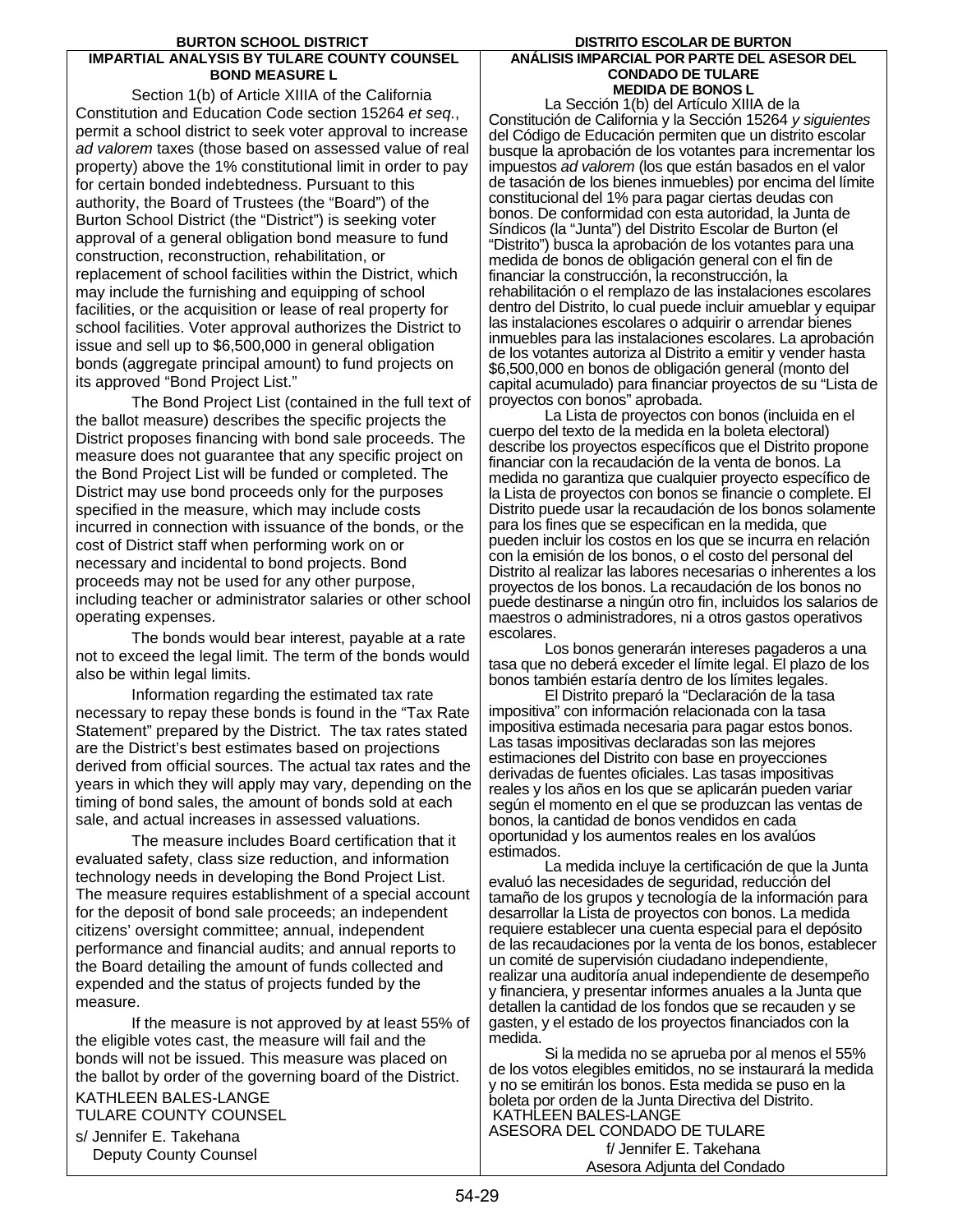# BURTON SCHOOL DISTRICT

## IMPARTIAL ANALYSIS BY TULARE COUNTY COUNSEL BOND MEASURE L

Section 1(b) of Article XIIIA of the California Constitution and Education Code section 15264 *et seq.*, permit a school district to seek voter approval to increase *ad valorem* taxes (those based on assessed value of real property) above the 1% constitutional limit in order to pay for certain bonded indebtedness. Pursuant to this authority, the Board of Trustees (the "Board") of the Burton School District (the "District") is seeking voter approval of a general obligation bond measure to fund construction, reconstruction, rehabilitation, or replacement of school facilities within the District, which may include the furnishing and equipping of school facilities, or the acquisition or lease of real property for school facilities. Voter approval authorizes the District to issue and sell up to $6,500,000 in general obligation bonds (aggregate principal amount) to fund projects on its approved "Bond Project List."

The Bond Project List (contained in the full text of the ballot measure) describes the specific projects the District proposes financing with bond sale proceeds. The measure does not guarantee that any specific project on the Bond Project List will be funded or completed. The District may use bond proceeds only for the purposes specified in the measure, which may include costs incurred in connection with issuance of the bonds, or the cost of District staff when performing work on or necessary and incidental to bond projects. Bond proceeds may not be used for any other purpose, including teacher or administrator salaries or other school operating expenses.

The bonds would bear interest, payable at a rate not to exceed the legal limit. The term of the bonds would also be within legal limits.

Information regarding the estimated tax rate necessary to repay these bonds is found in the "Tax Rate Statement" prepared by the District. The tax rates stated are the District's best estimates based on projections derived from official sources. The actual tax rates and the years in which they will apply may vary, depending on the timing of bond sales, the amount of bonds sold at each sale, and actual increases in assessed valuations.

The measure includes Board certification that it evaluated safety, class size reduction, and information technology needs in developing the Bond Project List. The measure requires establishment of a special account for the deposit of bond sale proceeds; an independent citizens' oversight committee; annual, independent performance and financial audits; and annual reports to the Board detailing the amount of funds collected and expended and the status of projects funded by the measure.

If the measure is not approved by at least 55% of the eligible votes cast, the measure will fail and the bonds will not be issued. This measure was placed on the ballot by order of the governing board of the District.

KATHLEEN BALES-LANGE
TULARE COUNTY COUNSEL

s/ Jennifer E. Takehana
Deputy County Counsel

# DISTRITO ESCOLAR DE BURTON

## ANÁLISIS IMPARCIAL POR PARTE DEL ASESOR DEL CONDADO DE TULARE MEDIDA DE BONOS L

La Sección 1(b) del Artículo XIIIA de la Constitución de California y la Sección 15264 *y siguientes* del Código de Educación permiten que un distrito escolar busque la aprobación de los votantes para incrementar los impuestos *ad valorem* (los que están basados en el valor de tasación de los bienes inmuebles) por encima del límite constitucional del 1% para pagar ciertas deudas con bonos. De conformidad con esta autoridad, la Junta de Síndicos (la "Junta") del Distrito Escolar de Burton (el "Distrito") busca la aprobación de los votantes para una medida de bonos de obligación general con el fin de financiar la construcción, la reconstrucción, la rehabilitación o el remplazo de las instalaciones escolares dentro del Distrito, lo cual puede incluir amueblar y equipar las instalaciones escolares o adquirir o arrendar bienes inmuebles para las instalaciones escolares. La aprobación de los votantes autoriza al Distrito a emitir y vender hasta $6,500,000 en bonos de obligación general (monto del capital acumulado) para financiar proyectos de su "Lista de proyectos con bonos" aprobada.

La Lista de proyectos con bonos (incluida en el cuerpo del texto de la medida en la boleta electoral) describe los proyectos específicos que el Distrito propone financiar con la recaudación de la venta de bonos. La medida no garantiza que cualquier proyecto específico de la Lista de proyectos con bonos se financie o complete. El Distrito puede usar la recaudación de los bonos solamente para los fines que se especifican en la medida, que pueden incluir los costos en los que se incurra en relación con la emisión de los bonos, o el costo del personal del Distrito al realizar las labores necesarias o inherentes a los proyectos de los bonos. La recaudación de los bonos no puede destinarse a ningún otro fin, incluidos los salarios de maestros o administradores, ni a otros gastos operativos escolares.

Los bonos generarán intereses pagaderos a una tasa que no deberá exceder el límite legal. El plazo de los bonos también estaría dentro de los límites legales.

El Distrito preparó la "Declaración de la tasa impositiva" con información relacionada con la tasa impositiva estimada necesaria para pagar estos bonos. Las tasas impositivas declaradas son las mejores estimaciones del Distrito con base en proyecciones derivadas de fuentes oficiales. Las tasas impositivas reales y los años en los que se aplicarán pueden variar según el momento en el que se produzcan las ventas de bonos, la cantidad de bonos vendidos en cada oportunidad y los aumentos reales en los avalúos estimados.

La medida incluye la certificación de que la Junta evaluó las necesidades de seguridad, reducción del tamaño de los grupos y tecnología de la información para desarrollar la Lista de proyectos con bonos. La medida requiere establecer una cuenta especial para el depósito de las recaudaciones por la venta de los bonos, establecer un comité de supervisión ciudadano independiente, realizar una auditoría anual independiente de desempeño y financiera, y presentar informes anuales a la Junta que detallen la cantidad de los fondos que se recauden y se gasten, y el estado de los proyectos financiados con la medida.

Si la medida no se aprueba por al menos el 55% de los votos elegibles emitidos, no se instaurará la medida y no se emitirán los bonos. Esta medida se puso en la boleta por orden de la Junta Directiva del Distrito.

KATHLEEN BALES-LANGE
ASESORA DEL CONDADO DE TULARE

f/ Jennifer E. Takehana
Asesora Adjunta del Condado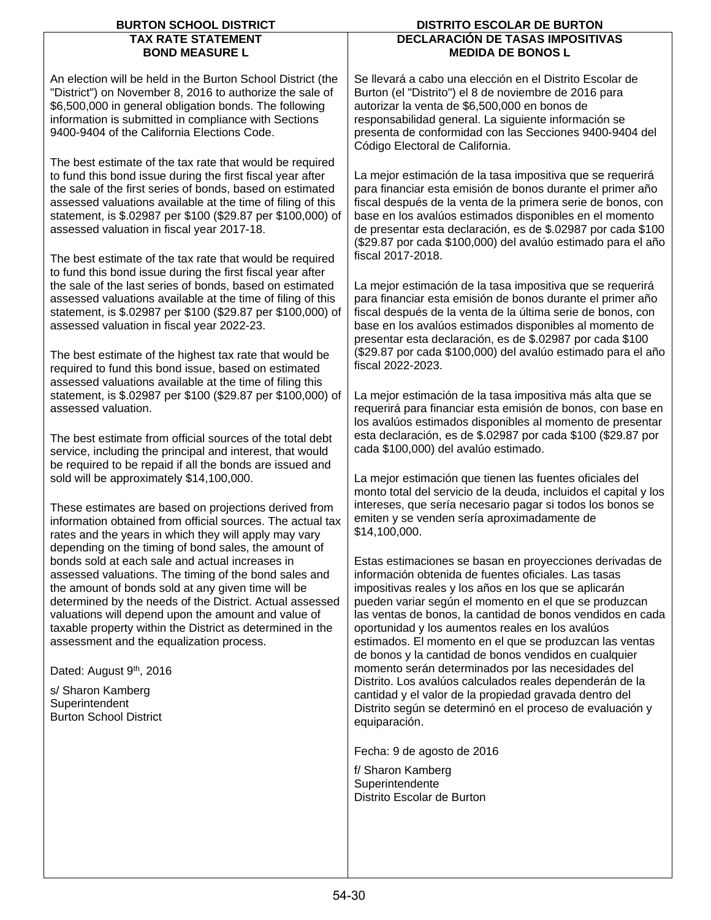# BURTON SCHOOL DISTRICT

## TAX RATE STATEMENT

## BOND MEASURE L

An election will be held in the Burton School District (the "District") on November 8, 2016 to authorize the sale of $6,500,000 in general obligation bonds. The following information is submitted in compliance with Sections 9400-9404 of the California Elections Code.

The best estimate of the tax rate that would be required to fund this bond issue during the first fiscal year after the sale of the first series of bonds, based on estimated assessed valuations available at the time of filing of this statement, is $.02987 per $100 ($29.87 per $100,000) of assessed valuation in fiscal year 2017-18.

The best estimate of the tax rate that would be required to fund this bond issue during the first fiscal year after the sale of the last series of bonds, based on estimated assessed valuations available at the time of filing of this statement, is $.02987 per $100 ($29.87 per $100,000) of assessed valuation in fiscal year 2022-23.

The best estimate of the highest tax rate that would be required to fund this bond issue, based on estimated assessed valuations available at the time of filing this statement, is $.02987 per $100 ($29.87 per $100,000) of assessed valuation.

The best estimate from official sources of the total debt service, including the principal and interest, that would be required to be repaid if all the bonds are issued and sold will be approximately $14,100,000.

These estimates are based on projections derived from information obtained from official sources. The actual tax rates and the years in which they will apply may vary depending on the timing of bond sales, the amount of bonds sold at each sale and actual increases in assessed valuations. The timing of the bond sales and the amount of bonds sold at any given time will be determined by the needs of the District. Actual assessed valuations will depend upon the amount and value of taxable property within the District as determined in the assessment and the equalization process.

Dated: August 9th, 2016

s/ Sharon Kamberg
Superintendent
Burton School District

# DISTRITO ESCOLAR DE BURTON

## DECLARACIÓN DE TASAS IMPOSITIVAS

## MEDIDA DE BONOS L

Se llevará a cabo una elección en el Distrito Escolar de Burton (el "Distrito") el 8 de noviembre de 2016 para autorizar la venta de $6,500,000 en bonos de responsabilidad general. La siguiente información se presenta de conformidad con las Secciones 9400-9404 del Código Electoral de California.

La mejor estimación de la tasa impositiva que se requerirá para financiar esta emisión de bonos durante el primer año fiscal después de la venta de la primera serie de bonos, con base en los avalúos estimados disponibles en el momento de presentar esta declaración, es de $.02987 por cada $100 ($29.87 por cada $100,000) del avalúo estimado para el año fiscal 2017-2018.

La mejor estimación de la tasa impositiva que se requerirá para financiar esta emisión de bonos durante el primer año fiscal después de la venta de la última serie de bonos, con base en los avalúos estimados disponibles al momento de presentar esta declaración, es de $.02987 por cada $100 ($29.87 por cada $100,000) del avalúo estimado para el año fiscal 2022-2023.

La mejor estimación de la tasa impositiva más alta que se requerirá para financiar esta emisión de bonos, con base en los avalúos estimados disponibles al momento de presentar esta declaración, es de $.02987 por cada $100 ($29.87 por cada $100,000) del avalúo estimado.

La mejor estimación que tienen las fuentes oficiales del monto total del servicio de la deuda, incluidos el capital y los intereses, que sería necesario pagar si todos los bonos se emiten y se venden sería aproximadamente de $14,100,000.

Estas estimaciones se basan en proyecciones derivadas de información obtenida de fuentes oficiales. Las tasas impositivas reales y los años en los que se aplicarán pueden variar según el momento en el que se produzcan las ventas de bonos, la cantidad de bonos vendidos en cada oportunidad y los aumentos reales en los avalúos estimados. El momento en el que se produzcan las ventas de bonos y la cantidad de bonos vendidos en cualquier momento serán determinados por las necesidades del Distrito. Los avalúos calculados reales dependerán de la cantidad y el valor de la propiedad gravada dentro del Distrito según se determinó en el proceso de evaluación y equiparación.

Fecha: 9 de agosto de 2016

f/ Sharon Kamberg
Superintendente
Distrito Escolar de Burton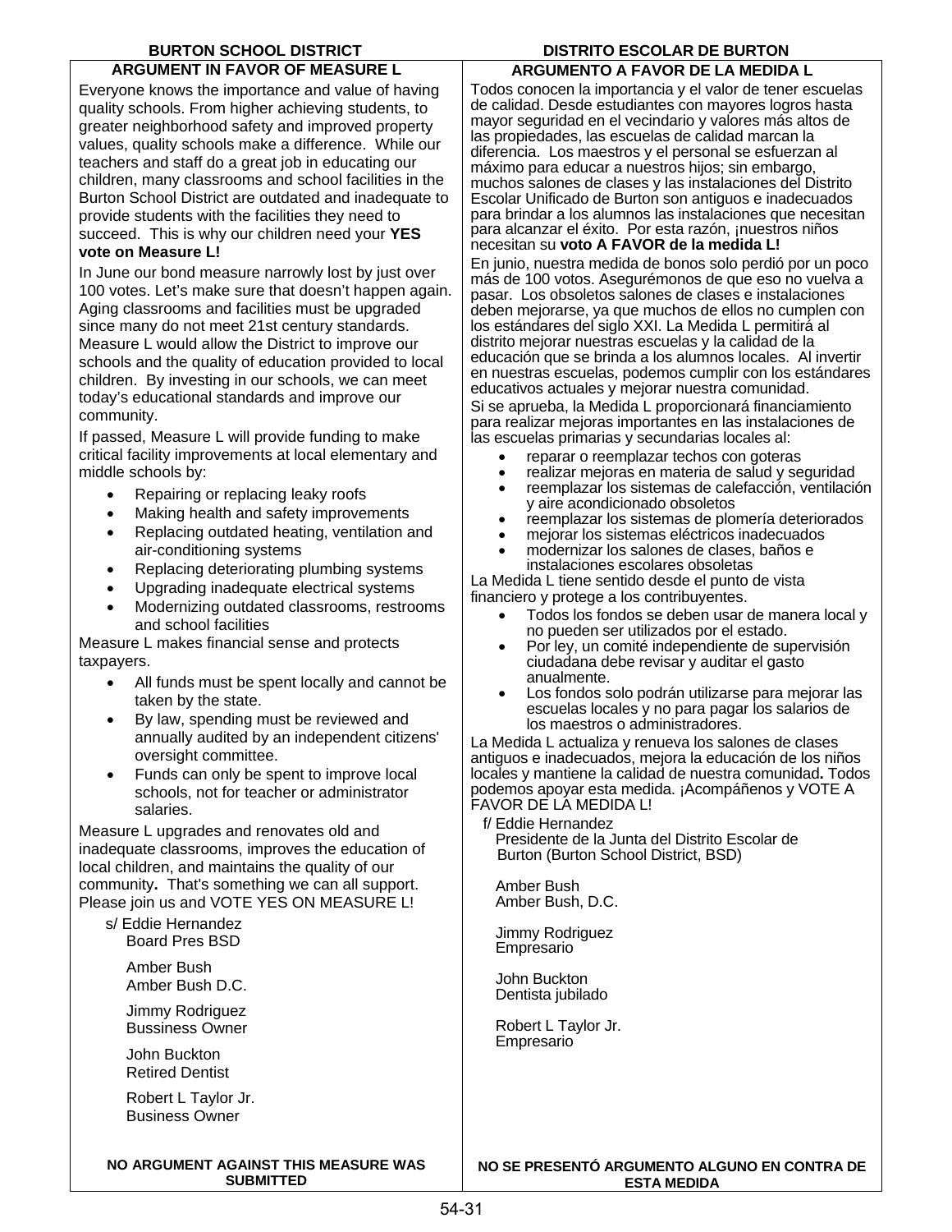## BURTON SCHOOL DISTRICT

### ARGUMENT IN FAVOR OF MEASURE L

Everyone knows the importance and value of having quality schools. From higher achieving students, to greater neighborhood safety and improved property values, quality schools make a difference. While our teachers and staff do a great job in educating our children, many classrooms and school facilities in the Burton School District are outdated and inadequate to provide students with the facilities they need to succeed. This is why our children need your **YES vote on Measure L!**

In June our bond measure narrowly lost by just over 100 votes. Let's make sure that doesn't happen again. Aging classrooms and facilities must be upgraded since many do not meet 21st century standards. Measure L would allow the District to improve our schools and the quality of education provided to local children. By investing in our schools, we can meet today's educational standards and improve our community.

If passed, Measure L will provide funding to make critical facility improvements at local elementary and middle schools by:

- Repairing or replacing leaky roofs
- Making health and safety improvements
- Replacing outdated heating, ventilation and air-conditioning systems
- Replacing deteriorating plumbing systems
- Upgrading inadequate electrical systems
- Modernizing outdated classrooms, restrooms and school facilities

Measure L makes financial sense and protects taxpayers.

- All funds must be spent locally and cannot be taken by the state.
- By law, spending must be reviewed and annually audited by an independent citizens' oversight committee.
- Funds can only be spent to improve local schools, not for teacher or administrator salaries.

Measure L upgrades and renovates old and inadequate classrooms, improves the education of local children, and maintains the quality of our community**.** That's something we can all support. Please join us and VOTE YES ON MEASURE L!

s/ Eddie Hernandez
Board Pres BSD

Amber Bush
Amber Bush D.C.

Jimmy Rodriguez
Bussiness Owner

John Buckton
Retired Dentist

Robert L Taylor Jr.
Business Owner

**NO ARGUMENT AGAINST THIS MEASURE WAS SUBMITTED**

## DISTRITO ESCOLAR DE BURTON

### ARGUMENTO A FAVOR DE LA MEDIDA L

Todos conocen la importancia y el valor de tener escuelas de calidad. Desde estudiantes con mayores logros hasta mayor seguridad en el vecindario y valores más altos de las propiedades, las escuelas de calidad marcan la diferencia. Los maestros y el personal se esfuerzan al máximo para educar a nuestros hijos; sin embargo, muchos salones de clases y las instalaciones del Distrito Escolar Unificado de Burton son antiguos e inadecuados para brindar a los alumnos las instalaciones que necesitan para alcanzar el éxito. Por esta razón, ¡nuestros niños necesitan su **voto A FAVOR de la medida L!**

En junio, nuestra medida de bonos solo perdió por un poco más de 100 votos. Asegurémonos de que eso no vuelva a pasar. Los obsoletos salones de clases e instalaciones deben mejorarse, ya que muchos de ellos no cumplen con los estándares del siglo XXI. La Medida L permitirá al distrito mejorar nuestras escuelas y la calidad de la educación que se brinda a los alumnos locales. Al invertir en nuestras escuelas, podemos cumplir con los estándares educativos actuales y mejorar nuestra comunidad.

Si se aprueba, la Medida L proporcionará financiamiento para realizar mejoras importantes en las instalaciones de las escuelas primarias y secundarias locales al:

- reparar o reemplazar techos con goteras
- realizar mejoras en materia de salud y seguridad
- reemplazar los sistemas de calefacción, ventilación y aire acondicionado obsoletos
- reemplazar los sistemas de plomería deteriorados
- mejorar los sistemas eléctricos inadecuados
- modernizar los salones de clases, baños e instalaciones escolares obsoletas

La Medida L tiene sentido desde el punto de vista financiero y protege a los contribuyentes.

- Todos los fondos se deben usar de manera local y no pueden ser utilizados por el estado.
- Por ley, un comité independiente de supervisión ciudadana debe revisar y auditar el gasto anualmente.
- Los fondos solo podrán utilizarse para mejorar las escuelas locales y no para pagar los salarios de los maestros o administradores.

La Medida L actualiza y renueva los salones de clases antiguos e inadecuados, mejora la educación de los niños locales y mantiene la calidad de nuestra comunidad**.** Todos podemos apoyar esta medida. ¡Acompáñenos y VOTE A FAVOR DE LA MEDIDA L!

f/ Eddie Hernandez
Presidente de la Junta del Distrito Escolar de Burton (Burton School District, BSD)

Amber Bush
Amber Bush, D.C.

Jimmy Rodriguez
Empresario

John Buckton
Dentista jubilado

Robert L Taylor Jr.
Empresario

**NO SE PRESENTÓ ARGUMENTO ALGUNO EN CONTRA DE ESTA MEDIDA**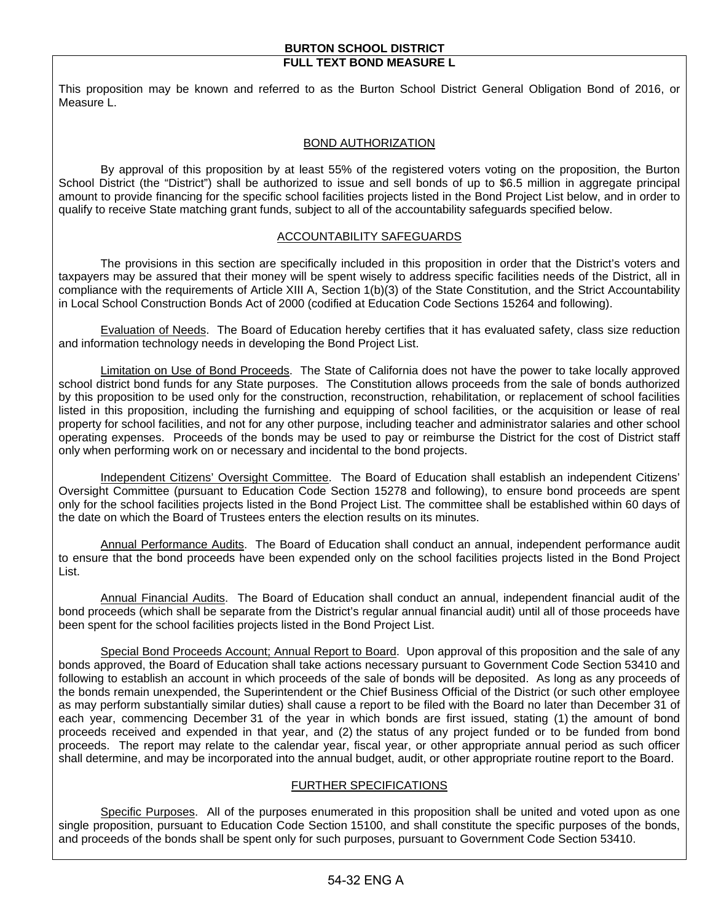**BURTON SCHOOL DISTRICT**
**FULL TEXT BOND MEASURE L**

This proposition may be known and referred to as the Burton School District General Obligation Bond of 2016, or Measure L.

## BOND AUTHORIZATION

By approval of this proposition by at least 55% of the registered voters voting on the proposition, the Burton School District (the "District") shall be authorized to issue and sell bonds of up to $6.5 million in aggregate principal amount to provide financing for the specific school facilities projects listed in the Bond Project List below, and in order to qualify to receive State matching grant funds, subject to all of the accountability safeguards specified below.

## ACCOUNTABILITY SAFEGUARDS

The provisions in this section are specifically included in this proposition in order that the District's voters and taxpayers may be assured that their money will be spent wisely to address specific facilities needs of the District, all in compliance with the requirements of Article XIII A, Section 1(b)(3) of the State Constitution, and the Strict Accountability in Local School Construction Bonds Act of 2000 (codified at Education Code Sections 15264 and following).

Evaluation of Needs. The Board of Education hereby certifies that it has evaluated safety, class size reduction and information technology needs in developing the Bond Project List.

Limitation on Use of Bond Proceeds. The State of California does not have the power to take locally approved school district bond funds for any State purposes. The Constitution allows proceeds from the sale of bonds authorized by this proposition to be used only for the construction, reconstruction, rehabilitation, or replacement of school facilities listed in this proposition, including the furnishing and equipping of school facilities, or the acquisition or lease of real property for school facilities, and not for any other purpose, including teacher and administrator salaries and other school operating expenses. Proceeds of the bonds may be used to pay or reimburse the District for the cost of District staff only when performing work on or necessary and incidental to the bond projects.

Independent Citizens' Oversight Committee. The Board of Education shall establish an independent Citizens' Oversight Committee (pursuant to Education Code Section 15278 and following), to ensure bond proceeds are spent only for the school facilities projects listed in the Bond Project List. The committee shall be established within 60 days of the date on which the Board of Trustees enters the election results on its minutes.

Annual Performance Audits. The Board of Education shall conduct an annual, independent performance audit to ensure that the bond proceeds have been expended only on the school facilities projects listed in the Bond Project List.

Annual Financial Audits. The Board of Education shall conduct an annual, independent financial audit of the bond proceeds (which shall be separate from the District's regular annual financial audit) until all of those proceeds have been spent for the school facilities projects listed in the Bond Project List.

Special Bond Proceeds Account; Annual Report to Board. Upon approval of this proposition and the sale of any bonds approved, the Board of Education shall take actions necessary pursuant to Government Code Section 53410 and following to establish an account in which proceeds of the sale of bonds will be deposited. As long as any proceeds of the bonds remain unexpended, the Superintendent or the Chief Business Official of the District (or such other employee as may perform substantially similar duties) shall cause a report to be filed with the Board no later than December 31 of each year, commencing December 31 of the year in which bonds are first issued, stating (1) the amount of bond proceeds received and expended in that year, and (2) the status of any project funded or to be funded from bond proceeds. The report may relate to the calendar year, fiscal year, or other appropriate annual period as such officer shall determine, and may be incorporated into the annual budget, audit, or other appropriate routine report to the Board.

## FURTHER SPECIFICATIONS

Specific Purposes. All of the purposes enumerated in this proposition shall be united and voted upon as one single proposition, pursuant to Education Code Section 15100, and shall constitute the specific purposes of the bonds, and proceeds of the bonds shall be spent only for such purposes, pursuant to Government Code Section 53410.

54-32 ENG A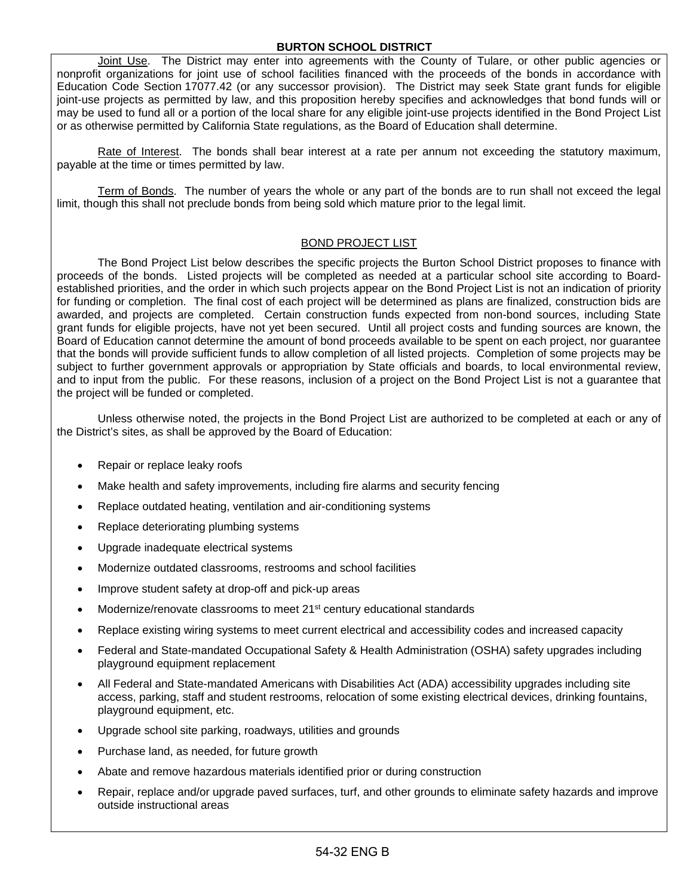Joint Use. The District may enter into agreements with the County of Tulare, or other public agencies or nonprofit organizations for joint use of school facilities financed with the proceeds of the bonds in accordance with Education Code Section 17077.42 (or any successor provision). The District may seek State grant funds for eligible joint-use projects as permitted by law, and this proposition hereby specifies and acknowledges that bond funds will or may be used to fund all or a portion of the local share for any eligible joint-use projects identified in the Bond Project List or as otherwise permitted by California State regulations, as the Board of Education shall determine.

Rate of Interest. The bonds shall bear interest at a rate per annum not exceeding the statutory maximum, payable at the time or times permitted by law.

Term of Bonds. The number of years the whole or any part of the bonds are to run shall not exceed the legal limit, though this shall not preclude bonds from being sold which mature prior to the legal limit.

## BOND PROJECT LIST

The Bond Project List below describes the specific projects the Burton School District proposes to finance with proceeds of the bonds. Listed projects will be completed as needed at a particular school site according to Board-established priorities, and the order in which such projects appear on the Bond Project List is not an indication of priority for funding or completion. The final cost of each project will be determined as plans are finalized, construction bids are awarded, and projects are completed. Certain construction funds expected from non-bond sources, including State grant funds for eligible projects, have not yet been secured. Until all project costs and funding sources are known, the Board of Education cannot determine the amount of bond proceeds available to be spent on each project, nor guarantee that the bonds will provide sufficient funds to allow completion of all listed projects. Completion of some projects may be subject to further government approvals or appropriation by State officials and boards, to local environmental review, and to input from the public. For these reasons, inclusion of a project on the Bond Project List is not a guarantee that the project will be funded or completed.

Unless otherwise noted, the projects in the Bond Project List are authorized to be completed at each or any of the District's sites, as shall be approved by the Board of Education:

- Repair or replace leaky roofs
- Make health and safety improvements, including fire alarms and security fencing
- Replace outdated heating, ventilation and air-conditioning systems
- Replace deteriorating plumbing systems
- Upgrade inadequate electrical systems
- Modernize outdated classrooms, restrooms and school facilities
- Improve student safety at drop-off and pick-up areas
- Modernize/renovate classrooms to meet 21st century educational standards
- Replace existing wiring systems to meet current electrical and accessibility codes and increased capacity
- Federal and State-mandated Occupational Safety & Health Administration (OSHA) safety upgrades including playground equipment replacement
- All Federal and State-mandated Americans with Disabilities Act (ADA) accessibility upgrades including site access, parking, staff and student restrooms, relocation of some existing electrical devices, drinking fountains, playground equipment, etc.
- Upgrade school site parking, roadways, utilities and grounds
- Purchase land, as needed, for future growth
- Abate and remove hazardous materials identified prior or during construction
- Repair, replace and/or upgrade paved surfaces, turf, and other grounds to eliminate safety hazards and improve outside instructional areas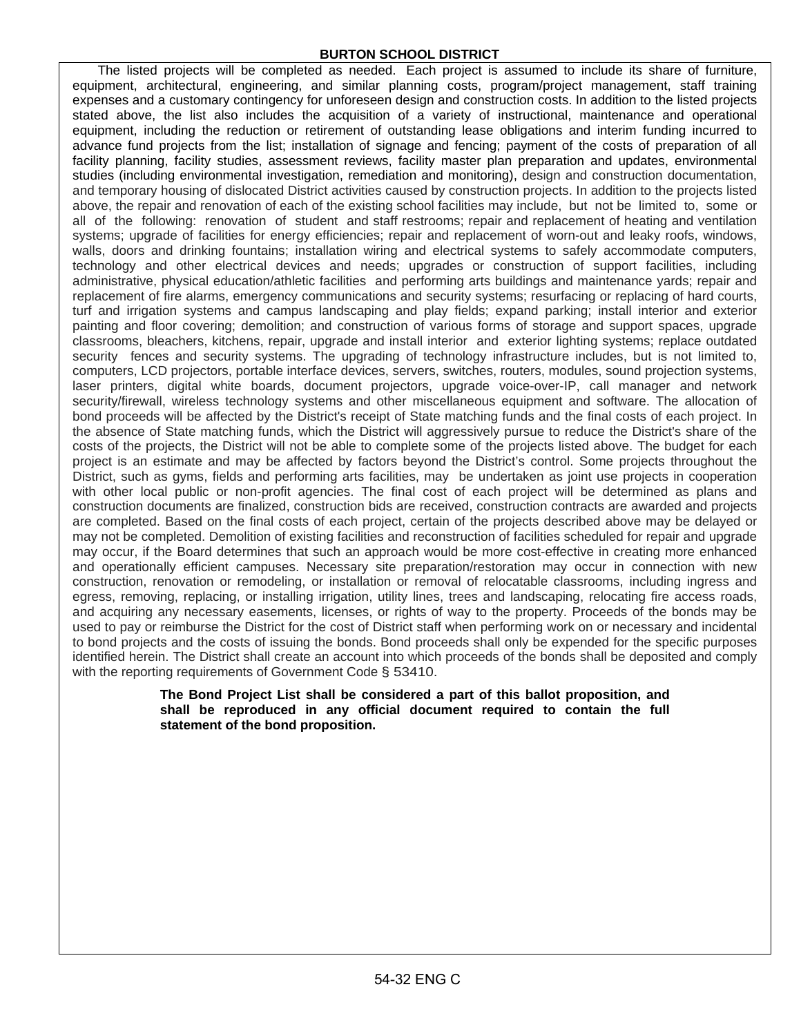**BURTON SCHOOL DISTRICT**

The listed projects will be completed as needed. Each project is assumed to include its share of furniture, equipment, architectural, engineering, and similar planning costs, program/project management, staff training expenses and a customary contingency for unforeseen design and construction costs. In addition to the listed projects stated above, the list also includes the acquisition of a variety of instructional, maintenance and operational equipment, including the reduction or retirement of outstanding lease obligations and interim funding incurred to advance fund projects from the list; installation of signage and fencing; payment of the costs of preparation of all facility planning, facility studies, assessment reviews, facility master plan preparation and updates, environmental studies (including environmental investigation, remediation and monitoring), design and construction documentation, and temporary housing of dislocated District activities caused by construction projects. In addition to the projects listed above, the repair and renovation of each of the existing school facilities may include, but not be limited to, some or all of the following: renovation of student and staff restrooms; repair and replacement of heating and ventilation systems; upgrade of facilities for energy efficiencies; repair and replacement of worn-out and leaky roofs, windows, walls, doors and drinking fountains; installation wiring and electrical systems to safely accommodate computers, technology and other electrical devices and needs; upgrades or construction of support facilities, including administrative, physical education/athletic facilities and performing arts buildings and maintenance yards; repair and replacement of fire alarms, emergency communications and security systems; resurfacing or replacing of hard courts, turf and irrigation systems and campus landscaping and play fields; expand parking; install interior and exterior painting and floor covering; demolition; and construction of various forms of storage and support spaces, upgrade classrooms, bleachers, kitchens, repair, upgrade and install interior and exterior lighting systems; replace outdated security fences and security systems. The upgrading of technology infrastructure includes, but is not limited to, computers, LCD projectors, portable interface devices, servers, switches, routers, modules, sound projection systems, laser printers, digital white boards, document projectors, upgrade voice-over-IP, call manager and network security/firewall, wireless technology systems and other miscellaneous equipment and software. The allocation of bond proceeds will be affected by the District's receipt of State matching funds and the final costs of each project. In the absence of State matching funds, which the District will aggressively pursue to reduce the District's share of the costs of the projects, the District will not be able to complete some of the projects listed above. The budget for each project is an estimate and may be affected by factors beyond the District's control. Some projects throughout the District, such as gyms, fields and performing arts facilities, may be undertaken as joint use projects in cooperation with other local public or non-profit agencies. The final cost of each project will be determined as plans and construction documents are finalized, construction bids are received, construction contracts are awarded and projects are completed. Based on the final costs of each project, certain of the projects described above may be delayed or may not be completed. Demolition of existing facilities and reconstruction of facilities scheduled for repair and upgrade may occur, if the Board determines that such an approach would be more cost-effective in creating more enhanced and operationally efficient campuses. Necessary site preparation/restoration may occur in connection with new construction, renovation or remodeling, or installation or removal of relocatable classrooms, including ingress and egress, removing, replacing, or installing irrigation, utility lines, trees and landscaping, relocating fire access roads, and acquiring any necessary easements, licenses, or rights of way to the property. Proceeds of the bonds may be used to pay or reimburse the District for the cost of District staff when performing work on or necessary and incidental to bond projects and the costs of issuing the bonds. Bond proceeds shall only be expended for the specific purposes identified herein. The District shall create an account into which proceeds of the bonds shall be deposited and comply with the reporting requirements of Government Code § 53410.

**The Bond Project List shall be considered a part of this ballot proposition, and shall be reproduced in any official document required to contain the full statement of the bond proposition.**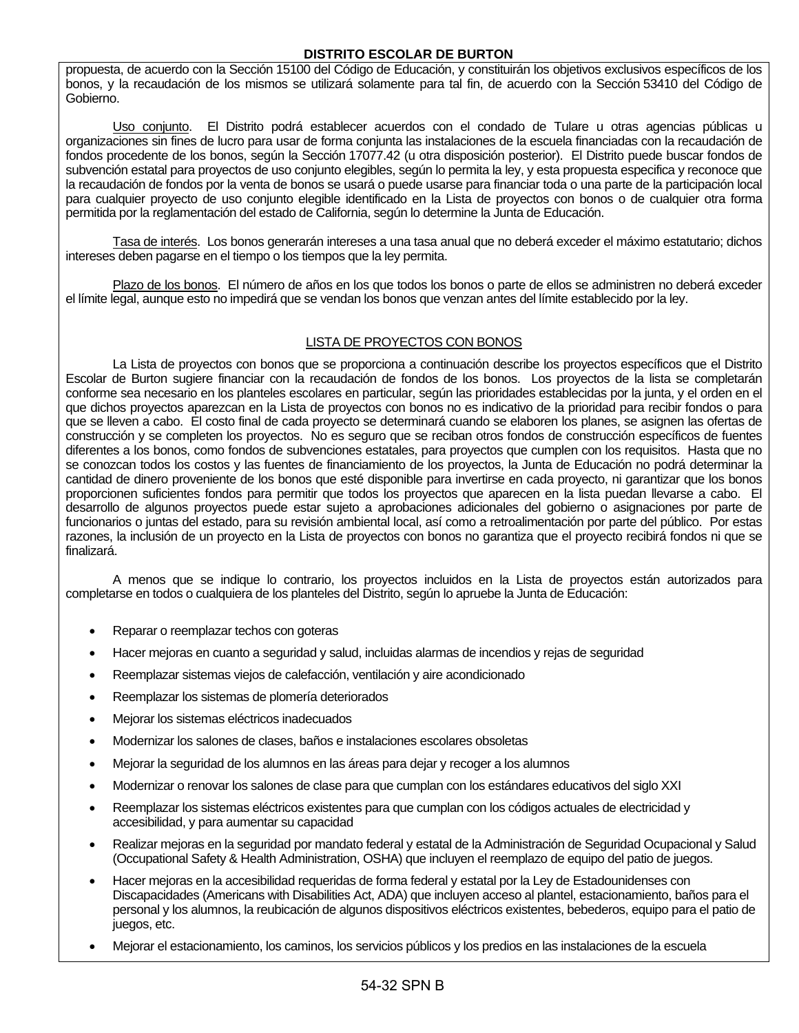propuesta, de acuerdo con la Sección 15100 del Código de Educación, y constituirán los objetivos exclusivos específicos de los bonos, y la recaudación de los mismos se utilizará solamente para tal fin, de acuerdo con la Sección 53410 del Código de Gobierno.

Uso conjunto. El Distrito podrá establecer acuerdos con el condado de Tulare u otras agencias públicas u organizaciones sin fines de lucro para usar de forma conjunta las instalaciones de la escuela financiadas con la recaudación de fondos procedente de los bonos, según la Sección 17077.42 (u otra disposición posterior). El Distrito puede buscar fondos de subvención estatal para proyectos de uso conjunto elegibles, según lo permita la ley, y esta propuesta especifica y reconoce que la recaudación de fondos por la venta de bonos se usará o puede usarse para financiar toda o una parte de la participación local para cualquier proyecto de uso conjunto elegible identificado en la Lista de proyectos con bonos o de cualquier otra forma permitida por la reglamentación del estado de California, según lo determine la Junta de Educación.

Tasa de interés. Los bonos generarán intereses a una tasa anual que no deberá exceder el máximo estatutario; dichos intereses deben pagarse en el tiempo o los tiempos que la ley permita.

Plazo de los bonos. El número de años en los que todos los bonos o parte de ellos se administren no deberá exceder el límite legal, aunque esto no impedirá que se vendan los bonos que venzan antes del límite establecido por la ley.

## LISTA DE PROYECTOS CON BONOS

La Lista de proyectos con bonos que se proporciona a continuación describe los proyectos específicos que el Distrito Escolar de Burton sugiere financiar con la recaudación de fondos de los bonos. Los proyectos de la lista se completarán conforme sea necesario en los planteles escolares en particular, según las prioridades establecidas por la junta, y el orden en el que dichos proyectos aparezcan en la Lista de proyectos con bonos no es indicativo de la prioridad para recibir fondos o para que se lleven a cabo. El costo final de cada proyecto se determinará cuando se elaboren los planes, se asignen las ofertas de construcción y se completen los proyectos. No es seguro que se reciban otros fondos de construcción específicos de fuentes diferentes a los bonos, como fondos de subvenciones estatales, para proyectos que cumplen con los requisitos. Hasta que no se conozcan todos los costos y las fuentes de financiamiento de los proyectos, la Junta de Educación no podrá determinar la cantidad de dinero proveniente de los bonos que esté disponible para invertirse en cada proyecto, ni garantizar que los bonos proporcionen suficientes fondos para permitir que todos los proyectos que aparecen en la lista puedan llevarse a cabo. El desarrollo de algunos proyectos puede estar sujeto a aprobaciones adicionales del gobierno o asignaciones por parte de funcionarios o juntas del estado, para su revisión ambiental local, así como a retroalimentación por parte del público. Por estas razones, la inclusión de un proyecto en la Lista de proyectos con bonos no garantiza que el proyecto recibirá fondos ni que se finalizará.

A menos que se indique lo contrario, los proyectos incluidos en la Lista de proyectos están autorizados para completarse en todos o cualquiera de los planteles del Distrito, según lo apruebe la Junta de Educación:

- Reparar o reemplazar techos con goteras
- Hacer mejoras en cuanto a seguridad y salud, incluidas alarmas de incendios y rejas de seguridad
- Reemplazar sistemas viejos de calefacción, ventilación y aire acondicionado
- Reemplazar los sistemas de plomería deteriorados
- Mejorar los sistemas eléctricos inadecuados
- Modernizar los salones de clases, baños e instalaciones escolares obsoletas
- Mejorar la seguridad de los alumnos en las áreas para dejar y recoger a los alumnos
- Modernizar o renovar los salones de clase para que cumplan con los estándares educativos del siglo XXI
- Reemplazar los sistemas eléctricos existentes para que cumplan con los códigos actuales de electricidad y accesibilidad, y para aumentar su capacidad
- Realizar mejoras en la seguridad por mandato federal y estatal de la Administración de Seguridad Ocupacional y Salud (Occupational Safety & Health Administration, OSHA) que incluyen el reemplazo de equipo del patio de juegos.
- Hacer mejoras en la accesibilidad requeridas de forma federal y estatal por la Ley de Estadounidenses con Discapacidades (Americans with Disabilities Act, ADA) que incluyen acceso al plantel, estacionamiento, baños para el personal y los alumnos, la reubicación de algunos dispositivos eléctricos existentes, bebederos, equipo para el patio de juegos, etc.
- Mejorar el estacionamiento, los caminos, los servicios públicos y los predios en las instalaciones de la escuela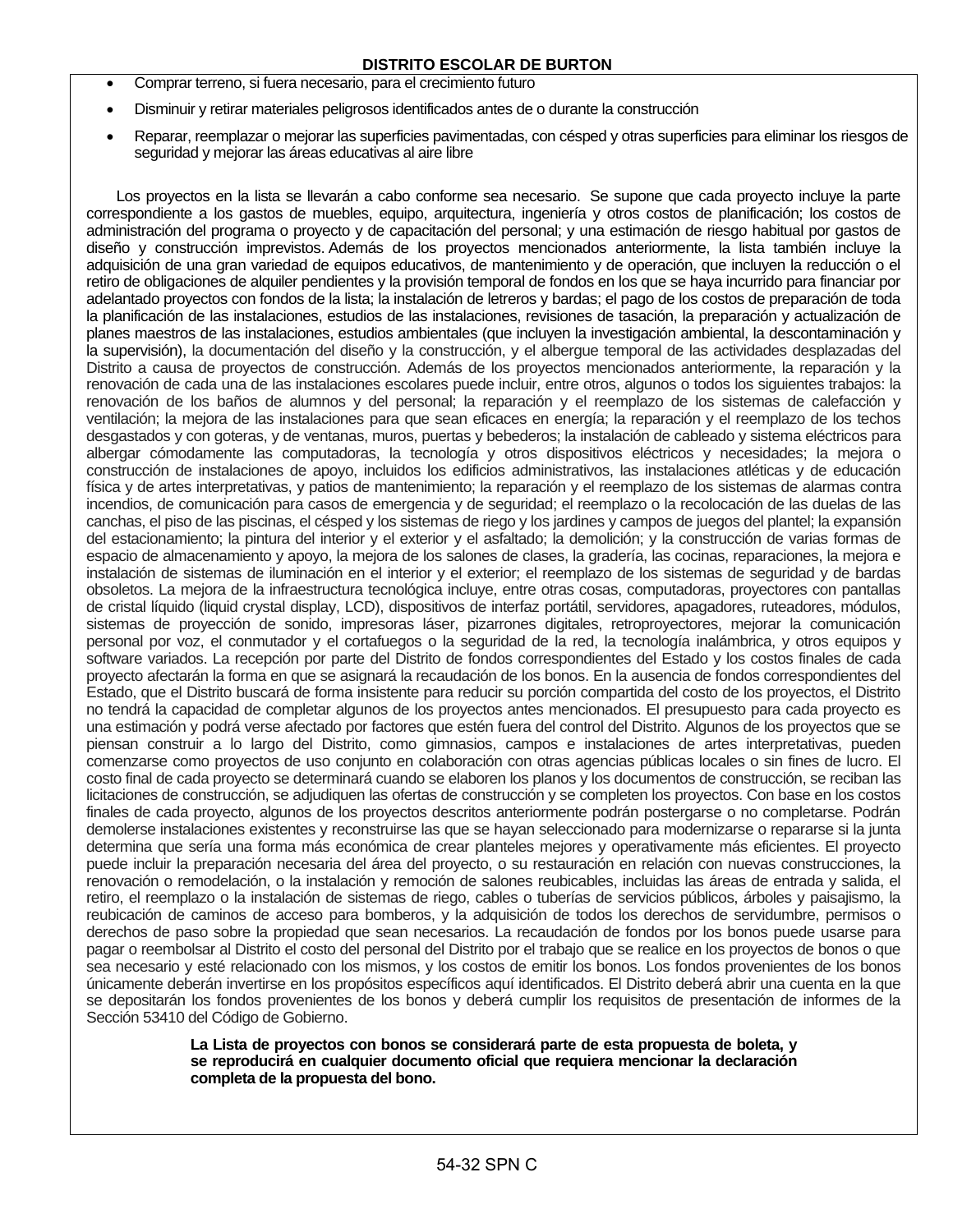- Comprar terreno, si fuera necesario, para el crecimiento futuro
- Disminuir y retirar materiales peligrosos identificados antes de o durante la construcción
- Reparar, reemplazar o mejorar las superficies pavimentadas, con césped y otras superficies para eliminar los riesgos de seguridad y mejorar las áreas educativas al aire libre

Los proyectos en la lista se llevarán a cabo conforme sea necesario. Se supone que cada proyecto incluye la parte correspondiente a los gastos de muebles, equipo, arquitectura, ingeniería y otros costos de planificación; los costos de administración del programa o proyecto y de capacitación del personal; y una estimación de riesgo habitual por gastos de diseño y construcción imprevistos. Además de los proyectos mencionados anteriormente, la lista también incluye la adquisición de una gran variedad de equipos educativos, de mantenimiento y de operación, que incluyen la reducción o el retiro de obligaciones de alquiler pendientes y la provisión temporal de fondos en los que se haya incurrido para financiar por adelantado proyectos con fondos de la lista; la instalación de letreros y bardas; el pago de los costos de preparación de toda la planificación de las instalaciones, estudios de las instalaciones, revisiones de tasación, la preparación y actualización de planes maestros de las instalaciones, estudios ambientales (que incluyen la investigación ambiental, la descontaminación y la supervisión), la documentación del diseño y la construcción, y el albergue temporal de las actividades desplazadas del Distrito a causa de proyectos de construcción. Además de los proyectos mencionados anteriormente, la reparación y la renovación de cada una de las instalaciones escolares puede incluir, entre otros, algunos o todos los siguientes trabajos: la renovación de los baños de alumnos y del personal; la reparación y el reemplazo de los sistemas de calefacción y ventilación; la mejora de las instalaciones para que sean eficaces en energía; la reparación y el reemplazo de los techos desgastados y con goteras, y de ventanas, muros, puertas y bebederos; la instalación de cableado y sistema eléctricos para albergar cómodamente las computadoras, la tecnología y otros dispositivos eléctricos y necesidades; la mejora o construcción de instalaciones de apoyo, incluidos los edificios administrativos, las instalaciones atléticas y de educación física y de artes interpretativas, y patios de mantenimiento; la reparación y el reemplazo de los sistemas de alarmas contra incendios, de comunicación para casos de emergencia y de seguridad; el reemplazo o la recolocación de las duelas de las canchas, el piso de las piscinas, el césped y los sistemas de riego y los jardines y campos de juegos del plantel; la expansión del estacionamiento; la pintura del interior y el exterior y el asfaltado; la demolición; y la construcción de varias formas de espacio de almacenamiento y apoyo, la mejora de los salones de clases, la gradería, las cocinas, reparaciones, la mejora e instalación de sistemas de iluminación en el interior y el exterior; el reemplazo de los sistemas de seguridad y de bardas obsoletos. La mejora de la infraestructura tecnológica incluye, entre otras cosas, computadoras, proyectores con pantallas de cristal líquido (liquid crystal display, LCD), dispositivos de interfaz portátil, servidores, apagadores, ruteadores, módulos, sistemas de proyección de sonido, impresoras láser, pizarrones digitales, retroproyectores, mejorar la comunicación personal por voz, el conmutador y el cortafuegos o la seguridad de la red, la tecnología inalámbrica, y otros equipos y software variados. La recepción por parte del Distrito de fondos correspondientes del Estado y los costos finales de cada proyecto afectarán la forma en que se asignará la recaudación de los bonos. En la ausencia de fondos correspondientes del Estado, que el Distrito buscará de forma insistente para reducir su porción compartida del costo de los proyectos, el Distrito no tendrá la capacidad de completar algunos de los proyectos antes mencionados. El presupuesto para cada proyecto es una estimación y podrá verse afectado por factores que estén fuera del control del Distrito. Algunos de los proyectos que se piensan construir a lo largo del Distrito, como gimnasios, campos e instalaciones de artes interpretativas, pueden comenzarse como proyectos de uso conjunto en colaboración con otras agencias públicas locales o sin fines de lucro. El costo final de cada proyecto se determinará cuando se elaboren los planos y los documentos de construcción, se reciban las licitaciones de construcción, se adjudiquen las ofertas de construcción y se completen los proyectos. Con base en los costos finales de cada proyecto, algunos de los proyectos descritos anteriormente podrán postergarse o no completarse. Podrán demolerse instalaciones existentes y reconstruirse las que se hayan seleccionado para modernizarse o repararse si la junta determina que sería una forma más económica de crear planteles mejores y operativamente más eficientes. El proyecto puede incluir la preparación necesaria del área del proyecto, o su restauración en relación con nuevas construcciones, la renovación o remodelación, o la instalación y remoción de salones reubicables, incluidas las áreas de entrada y salida, el retiro, el reemplazo o la instalación de sistemas de riego, cables o tuberías de servicios públicos, árboles y paisajismo, la reubicación de caminos de acceso para bomberos, y la adquisición de todos los derechos de servidumbre, permisos o derechos de paso sobre la propiedad que sean necesarios. La recaudación de fondos por los bonos puede usarse para pagar o reembolsar al Distrito el costo del personal del Distrito por el trabajo que se realice en los proyectos de bonos o que sea necesario y esté relacionado con los mismos, y los costos de emitir los bonos. Los fondos provenientes de los bonos únicamente deberán invertirse en los propósitos específicos aquí identificados. El Distrito deberá abrir una cuenta en la que se depositarán los fondos provenientes de los bonos y deberá cumplir los requisitos de presentación de informes de la Sección 53410 del Código de Gobierno.

**La Lista de proyectos con bonos se considerará parte de esta propuesta de boleta, y se reproducirá en cualquier documento oficial que requiera mencionar la declaración completa de la propuesta del bono.**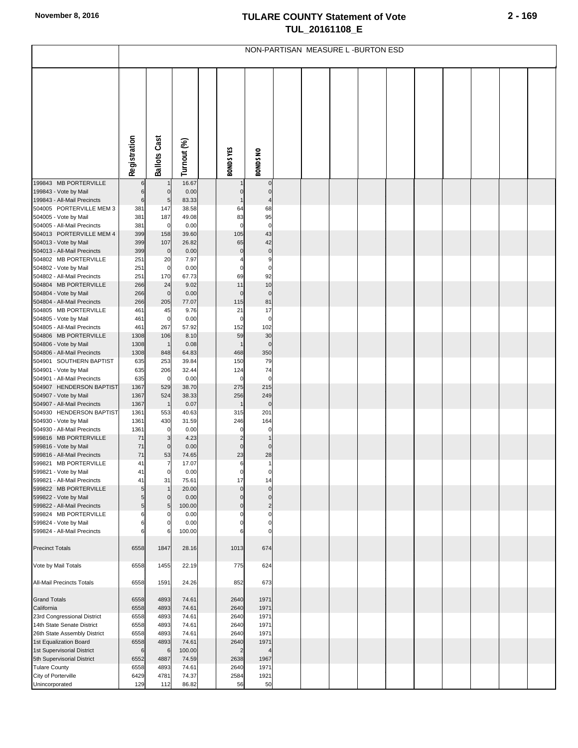# NON-PARTISAN MEASURE L -BURTON ESD

| | Registration | Ballots Cast | Turnout (%) | BONDS YES | BONDS NO |
|---|---|---|---|---|---|
| 199843 MB PORTERVILLE | 6 | 1 | 16.67 | 1 | 0 |
| 199843 - Vote by Mail | 6 | 0 | 0.00 | 0 | 0 |
| 199843 - All-Mail Precincts | 6 | 5 | 83.33 | 1 | 4 |
| 504005 PORTERVILLE MEM 3 | 381 | 147 | 38.58 | 64 | 68 |
| 504005 - Vote by Mail | 381 | 187 | 49.08 | 83 | 95 |
| 504005 - All-Mail Precincts | 381 | 0 | 0.00 | 0 | 0 |
| 504013 PORTERVILLE MEM 4 | 399 | 158 | 39.60 | 105 | 43 |
| 504013 - Vote by Mail | 399 | 107 | 26.82 | 65 | 42 |
| 504013 - All-Mail Precincts | 399 | 0 | 0.00 | 0 | 0 |
| 504802 MB PORTERVILLE | 251 | 20 | 7.97 | 4 | 9 |
| 504802 - Vote by Mail | 251 | 0 | 0.00 | 0 | 0 |
| 504802 - All-Mail Precincts | 251 | 170 | 67.73 | 69 | 92 |
| 504804 MB PORTERVILLE | 266 | 24 | 9.02 | 11 | 10 |
| 504804 - Vote by Mail | 266 | 0 | 0.00 | 0 | 0 |
| 504804 - All-Mail Precincts | 266 | 205 | 77.07 | 115 | 81 |
| 504805 MB PORTERVILLE | 461 | 45 | 9.76 | 21 | 17 |
| 504805 - Vote by Mail | 461 | 0 | 0.00 | 0 | 0 |
| 504805 - All-Mail Precincts | 461 | 267 | 57.92 | 152 | 102 |
| 504806 MB PORTERVILLE | 1308 | 106 | 8.10 | 59 | 30 |
| 504806 - Vote by Mail | 1308 | 1 | 0.08 | 1 | 0 |
| 504806 - All-Mail Precincts | 1308 | 848 | 64.83 | 468 | 350 |
| 504901 SOUTHERN BAPTIST | 635 | 253 | 39.84 | 150 | 79 |
| 504901 - Vote by Mail | 635 | 206 | 32.44 | 124 | 74 |
| 504901 - All-Mail Precincts | 635 | 0 | 0.00 | 0 | 0 |
| 504907 HENDERSON BAPTIST | 1367 | 529 | 38.70 | 275 | 215 |
| 504907 - Vote by Mail | 1367 | 524 | 38.33 | 256 | 249 |
| 504907 - All-Mail Precincts | 1367 | 1 | 0.07 | 1 | 0 |
| 504930 HENDERSON BAPTIST | 1361 | 553 | 40.63 | 315 | 201 |
| 504930 - Vote by Mail | 1361 | 430 | 31.59 | 246 | 164 |
| 504930 - All-Mail Precincts | 1361 | 0 | 0.00 | 0 | 0 |
| 599816 MB PORTERVILLE | 71 | 3 | 4.23 | 2 | 1 |
| 599816 - Vote by Mail | 71 | 0 | 0.00 | 0 | 0 |
| 599816 - All-Mail Precincts | 71 | 53 | 74.65 | 23 | 28 |
| 599821 MB PORTERVILLE | 41 | 7 | 17.07 | 6 | 1 |
| 599821 - Vote by Mail | 41 | 0 | 0.00 | 0 | 0 |
| 599821 - All-Mail Precincts | 41 | 31 | 75.61 | 17 | 14 |
| 599822 MB PORTERVILLE | 5 | 1 | 20.00 | 0 | 0 |
| 599822 - Vote by Mail | 5 | 0 | 0.00 | 0 | 0 |
| 599822 - All-Mail Precincts | 5 | 5 | 100.00 | 0 | 2 |
| 599824 MB PORTERVILLE | 6 | 0 | 0.00 | 0 | 0 |
| 599824 - Vote by Mail | 6 | 0 | 0.00 | 0 | 0 |
| 599824 - All-Mail Precincts | 6 | 6 | 100.00 | 6 | 0 |
| Precinct Totals | 6558 | 1847 | 28.16 | 1013 | 674 |
| Vote by Mail Totals | 6558 | 1455 | 22.19 | 775 | 624 |
| All-Mail Precincts Totals | 6558 | 1591 | 24.26 | 852 | 673 |
| Grand Totals | 6558 | 4893 | 74.61 | 2640 | 1971 |
| California | 6558 | 4893 | 74.61 | 2640 | 1971 |
| 23rd Congressional District | 6558 | 4893 | 74.61 | 2640 | 1971 |
| 14th State Senate District | 6558 | 4893 | 74.61 | 2640 | 1971 |
| 26th State Assembly District | 6558 | 4893 | 74.61 | 2640 | 1971 |
| 1st Equalization Board | 6558 | 4893 | 74.61 | 2640 | 1971 |
| 1st Supervisorial District | 6 | 6 | 100.00 | 2 | 4 |
| 5th Supervisorial District | 6552 | 4887 | 74.59 | 2638 | 1967 |
| Tulare County | 6558 | 4893 | 74.61 | 2640 | 1971 |
| City of Porterville | 6429 | 4781 | 74.37 | 2584 | 1921 |
| Unincorporated | 129 | 112 | 86.82 | 56 | 50 |